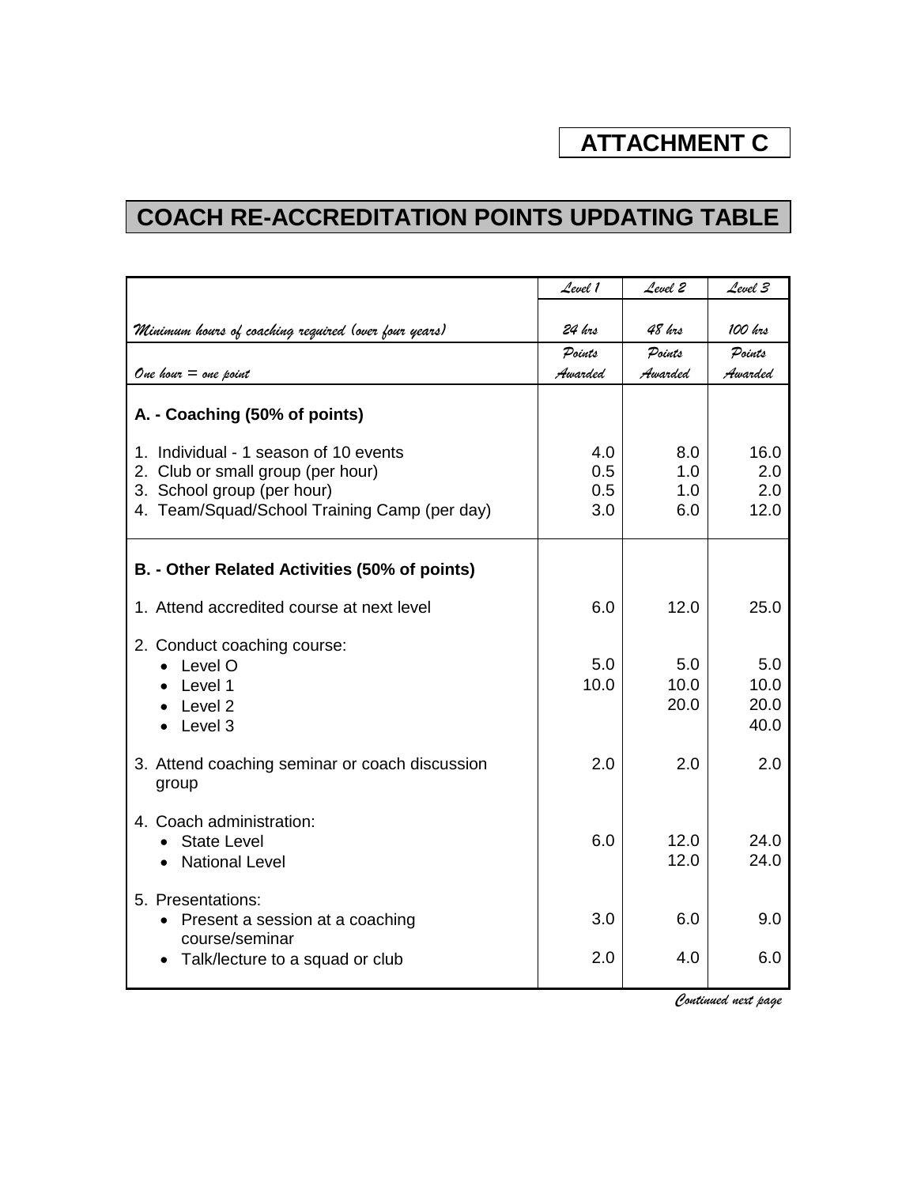**ATTACHMENT C**

# COACH RE-ACCREDITATION POINTS UPDATING TABLE

| | *Level 1* | *Level 2* | *Level 3* |
|---|---|---|---|
| *Minimum hours of coaching required (over four years)* | *24 hrs* | *48 hrs* | *100 hrs* |
| *One hour = one point* | *Points Awarded* | *Points Awarded* | *Points Awarded* |
| **A. - Coaching (50% of points)** | | | |
| 1. Individual - 1 season of 10 events | 4.0 | 8.0 | 16.0 |
| 2. Club or small group (per hour) | 0.5 | 1.0 | 2.0 |
| 3. School group (per hour) | 0.5 | 1.0 | 2.0 |
| 4. Team/Squad/School Training Camp (per day) | 3.0 | 6.0 | 12.0 |
| **B. - Other Related Activities (50% of points)** | | | |
| 1. Attend accredited course at next level | 6.0 | 12.0 | 25.0 |
| 2. Conduct coaching course: | | | |
| • Level O | 5.0 | 5.0 | 5.0 |
| • Level 1 | 10.0 | 10.0 | 10.0 |
| • Level 2 | | 20.0 | 20.0 |
| • Level 3 | | | 40.0 |
| 3. Attend coaching seminar or coach discussion group | 2.0 | 2.0 | 2.0 |
| 4. Coach administration: | | | |
| • State Level | 6.0 | 12.0 | 24.0 |
| • National Level | | 12.0 | 24.0 |
| 5. Presentations: | | | |
| • Present a session at a coaching course/seminar | 3.0 | 6.0 | 9.0 |
| • Talk/lecture to a squad or club | 2.0 | 4.0 | 6.0 |

*Continued next page*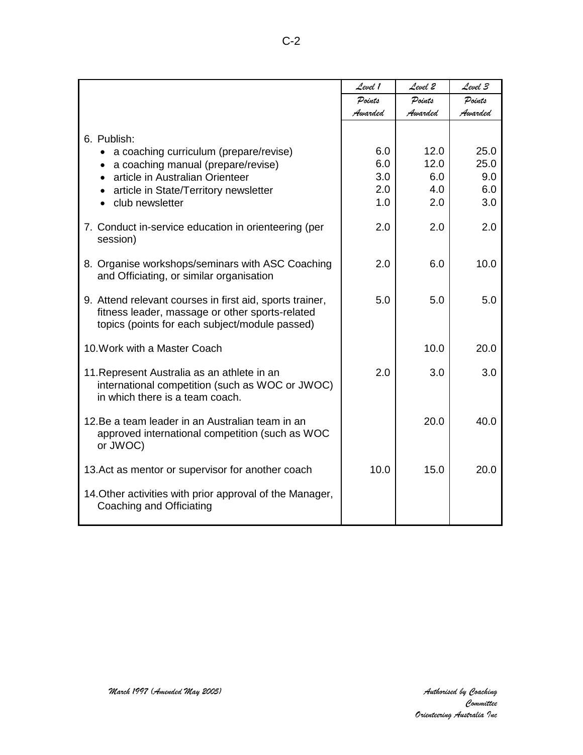| | Level 1 Points Awarded | Level 2 Points Awarded | Level 3 Points Awarded |
|---|---|---|---|
| 6. Publish: | | | |
| • a coaching curriculum (prepare/revise) | 6.0 | 12.0 | 25.0 |
| • a coaching manual (prepare/revise) | 6.0 | 12.0 | 25.0 |
| • article in Australian Orienteer | 3.0 | 6.0 | 9.0 |
| • article in State/Territory newsletter | 2.0 | 4.0 | 6.0 |
| • club newsletter | 1.0 | 2.0 | 3.0 |
| 7. Conduct in-service education in orienteering (per session) | 2.0 | 2.0 | 2.0 |
| 8. Organise workshops/seminars with ASC Coaching and Officiating, or similar organisation | 2.0 | 6.0 | 10.0 |
| 9. Attend relevant courses in first aid, sports trainer, fitness leader, massage or other sports-related topics (points for each subject/module passed) | 5.0 | 5.0 | 5.0 |
| 10. Work with a Master Coach | | 10.0 | 20.0 |
| 11. Represent Australia as an athlete in an international competition (such as WOC or JWOC) in which there is a team coach. | 2.0 | 3.0 | 3.0 |
| 12. Be a team leader in an Australian team in an approved international competition (such as WOC or JWOC) | | 20.0 | 40.0 |
| 13. Act as mentor or supervisor for another coach | 10.0 | 15.0 | 20.0 |
| 14. Other activities with prior approval of the Manager, Coaching and Officiating | | | |

*March 1997 (Amended May 2005)*

*Authorised by Coaching Committee*
*Orienteering Australia Inc*